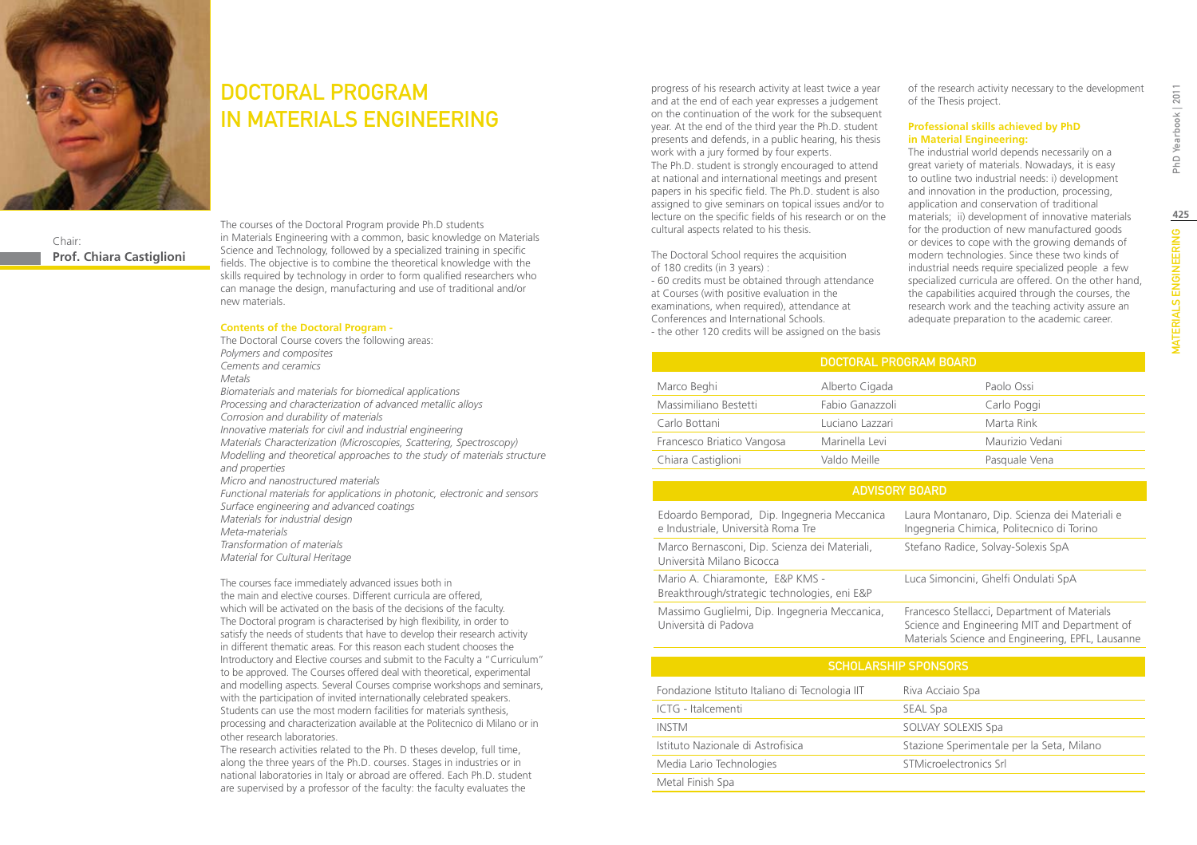# DOCTORAL PROGRAM IN MATERIALS ENGINEERING

Chair:
**Prof. Chiara Castiglioni**

The courses of the Doctoral Program provide Ph.D students in Materials Engineering with a common, basic knowledge on Materials Science and Technology, followed by a specialized training in specific fields. The objective is to combine the theoretical knowledge with the skills required by technology in order to form qualified researchers who can manage the design, manufacturing and use of traditional and/or new materials.

**Contents of the Doctoral Program -**

The Doctoral Course covers the following areas:
*Polymers and composites*
*Cements and ceramics*
*Metals*
*Biomaterials and materials for biomedical applications*
*Processing and characterization of advanced metallic alloys*
*Corrosion and durability of materials*
*Innovative materials for civil and industrial engineering*
*Materials Characterization (Microscopies, Scattering, Spectroscopy)*
*Modelling and theoretical approaches to the study of materials structure and properties*
*Micro and nanostructured materials*
*Functional materials for applications in photonic, electronic and sensors*
*Surface engineering and advanced coatings*
*Materials for industrial design*
*Meta-materials*
*Transformation of materials*
*Material for Cultural Heritage*

The courses face immediately advanced issues both in the main and elective courses. Different curricula are offered, which will be activated on the basis of the decisions of the faculty. The Doctoral program is characterised by high flexibility, in order to satisfy the needs of students that have to develop their research activity in different thematic areas. For this reason each student chooses the Introductory and Elective courses and submit to the Faculty a "Curriculum" to be approved. The Courses offered deal with theoretical, experimental and modelling aspects. Several Courses comprise workshops and seminars, with the participation of invited internationally celebrated speakers. Students can use the most modern facilities for materials synthesis, processing and characterization available at the Politecnico di Milano or in other research laboratories.
The research activities related to the Ph. D theses develop, full time, along the three years of the Ph.D. courses. Stages in industries or in national laboratories in Italy or abroad are offered. Each Ph.D. student are supervised by a professor of the faculty: the faculty evaluates the progress of his research activity at least twice a year and at the end of each year expresses a judgement on the continuation of the work for the subsequent year. At the end of the third year the Ph.D. student presents and defends, in a public hearing, his thesis work with a jury formed by four experts.
The Ph.D. student is strongly encouraged to attend at national and international meetings and present papers in his specific field. The Ph.D. student is also assigned to give seminars on topical issues and/or to lecture on the specific fields of his research or on the cultural aspects related to his thesis.

The Doctoral School requires the acquisition of 180 credits (in 3 years) :
- 60 credits must be obtained through attendance at Courses (with positive evaluation in the examinations, when required), attendance at Conferences and International Schools.
- the other 120 credits will be assigned on the basis of the research activity necessary to the development of the Thesis project.

**Professional skills achieved by PhD in Material Engineering:**

The industrial world depends necessarily on a great variety of materials. Nowadays, it is easy to outline two industrial needs: i) development and innovation in the production, processing, application and conservation of traditional materials; ii) development of innovative materials for the production of new manufactured goods or devices to cope with the growing demands of modern technologies. Since these two kinds of industrial needs require specialized people a few specialized curricula are offered. On the other hand, the capabilities acquired through the courses, the research work and the teaching activity assure an adequate preparation to the academic career.

| DOCTORAL PROGRAM BOARD | | |
|---|---|---|
| Marco Beghi | Alberto Cigada | Paolo Ossi |
| Massimiliano Bestetti | Fabio Ganazzoli | Carlo Poggi |
| Carlo Bottani | Luciano Lazzari | Marta Rink |
| Francesco Briatico Vangosa | Marinella Levi | Maurizio Vedani |
| Chiara Castiglioni | Valdo Meille | Pasquale Vena |

| ADVISORY BOARD | |
|---|---|
| Edoardo Bemporad, Dip. Ingegneria Meccanica e Industriale, Università Roma Tre | Laura Montanaro, Dip. Scienza dei Materiali e Ingegneria Chimica, Politecnico di Torino |
| Marco Bernasconi, Dip. Scienza dei Materiali, Università Milano Bicocca | Stefano Radice, Solvay-Solexis SpA |
| Mario A. Chiaramonte, E&P KMS - Breakthrough/strategic technologies, eni E&P | Luca Simoncini, Ghelfi Ondulati SpA |
| Massimo Guglielmi, Dip. Ingegneria Meccanica, Università di Padova | Francesco Stellacci, Department of Materials Science and Engineering MIT and Department of Materials Science and Engineering, EPFL, Lausanne |

| SCHOLARSHIP SPONSORS | |
|---|---|
| Fondazione Istituto Italiano di Tecnologia IIT | Riva Acciaio Spa |
| ICTG - Italcementi | SEAL Spa |
| INSTM | SOLVAY SOLEXIS Spa |
| Istituto Nazionale di Astrofisica | Stazione Sperimentale per la Seta, Milano |
| Media Lario Technologies | STMicroelectronics Srl |
| Metal Finish Spa | |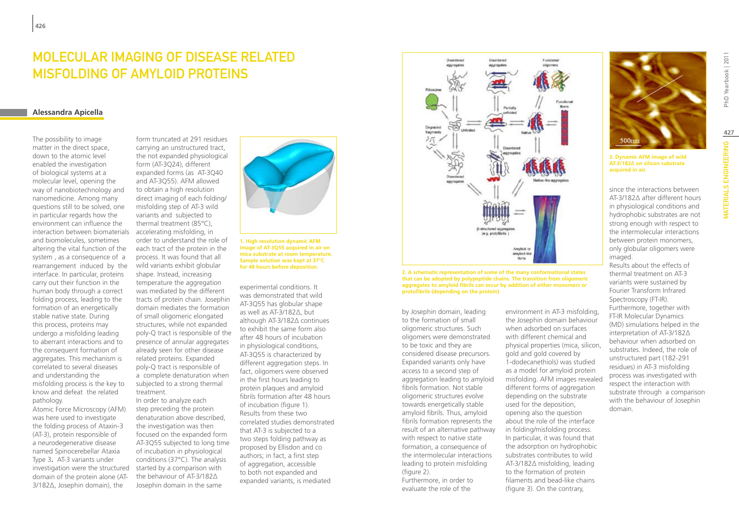# MOLECULAR IMAGING OF DISEASE RELATED MISFOLDING OF AMYLOID PROTEINS

## Alessandra Apicella

The possibility to image matter in the direct space, down to the atomic level enabled the investigation of biological systems at a molecular level, opening the way of nanobiotechnology and nanomedicine. Among many questions still to be solved, one in particular regards how the environment can influence the interaction between biomaterials and biomolecules, sometimes altering the vital function of the system , as a consequence of a rearrangement induced by the interface. In particular, proteins carry out their function in the human body through a correct folding process, leading to the formation of an energetically stable native state. During this process, proteins may undergo a misfolding leading to aberrant interactions and to the consequent formation of aggregates. This mechanism is correlated to several diseases and understanding the misfolding process is the key to know and defeat the related pathology.

Atomic Force Microscopy (AFM) was here used to investigate the folding process of Ataxin-3 (AT-3), protein responsible of a neurodegenerative disease named Spinocerebellar Ataxia Type 3. AT-3 variants under investigation were the structured domain of the protein alone (AT-3/182Δ, Josephin domain), the form truncated at 291 residues carrying an unstructured tract, the not expanded physiological form (AT-3Q24), different expanded forms (as AT-3Q40 and AT-3Q55). AFM allowed to obtain a high resolution direct imaging of each folding/misfolding step of AT-3 wild variants and subjected to thermal treatment (85°C), accelerating misfolding, in order to understand the role of each tract of the protein in the process. It was found that all wild variants exhibit globular shape. Instead, increasing temperature the aggregation was mediated by the different tracts of protein chain. Josephin domain mediates the formation of small oligomeric elongated structures, while not expanded poly-Q tract is responsible of the presence of annular aggregates already seen for other disease related proteins. Expanded poly-Q tract is responsible of a complete denaturation when subjected to a strong thermal treatment.

In order to analyze each step preceding the protein denaturation above described, the investigation was then focused on the expanded form AT-3Q55 subjected to long time of incubation in physiological conditions (37°C). The analysis started by a comparison with the behaviour of AT-3/182Δ Josephin domain in the same experimental conditions. It was demonstrated that wild AT-3Q55 has globular shape as well as AT-3/182Δ, but although AT-3/182Δ continues to exhibit the same form also after 48 hours of incubation in physiological conditions, AT-3Q55 is characterized by different aggregation steps. In fact, oligomers were observed in the first hours leading to protein plaques and amyloid fibrils formation after 48 hours of incubation (figure 1). Results from these two correlated studies demonstrated that AT-3 is subjected to a two steps folding pathway as proposed by Ellisdon and co authors; in fact, a first step of aggregation, accessible to both not expanded and expanded variants, is mediated by Josephin domain, leading to the formation of small oligomeric structures. Such oligomers were demonstrated to be toxic and they are considered disease precursors. Expanded variants only have access to a second step of aggregation leading to amyloid fibrils formation. Not stable oligomeric structures evolve towards energetically stable amyloid fibrils. Thus, amyloid fibrils formation represents the result of an alternative pathway with respect to native state formation, a consequence of the intermolecular interactions leading to protein misfolding (figure 2).

**1. High resolution dynamic AFM image of AT-3Q55 acquired in air on mica substrate at room temperature. Sample solution was kept at 37°C for 48 hours before deposition.**

**2. A schematic representation of some of the many conformational states that can be adopted by polypeptide chains. The transition from oligomeric aggregates to amyloid fibrils can occur by addition of either monomers or protofibrils (depending on the protein)**

Furthermore, in order to evaluate the role of the environment in AT-3 misfolding, the Josephin domain behaviour when adsorbed on surfaces with different chemical and physical properties (mica, silicon, gold and gold covered by 1-dodecanethiols) was studied as a model for amyloid protein misfolding. AFM images revealed different forms of aggregation depending on the substrate used for the deposition, opening also the question about the role of the interface in folding/misfolding process. In particular, it was found that the adsorption on hydrophobic substrates contributes to wild AT-3/182Δ misfolding, leading to the formation of protein filaments and bead-like chains (figure 3). On the contrary, since the interactions between AT-3/182Δ after different hours in physiological conditions and hydrophobic substrates are not strong enough with respect to the intermolecular interactions between protein monomers, only globular oligomers were imaged.

**3. Dynamic AFM image of wild AT-3/182Δ on silicon substrate acquired in air.**

Results about the effects of thermal treatment on AT-3 variants were sustained by Fourier Transform Infrared Spectroscopy (FT-IR). Furthermore, together with FT-IR Molecular Dynamics (MD) simulations helped in the interpretation of AT-3/182Δ behaviour when adsorbed on substrates. Indeed, the role of unstructured part (182-291 residues) in AT-3 misfolding process was investigated with respect the interaction with substrate through a comparison with the behaviour of Josephin domain.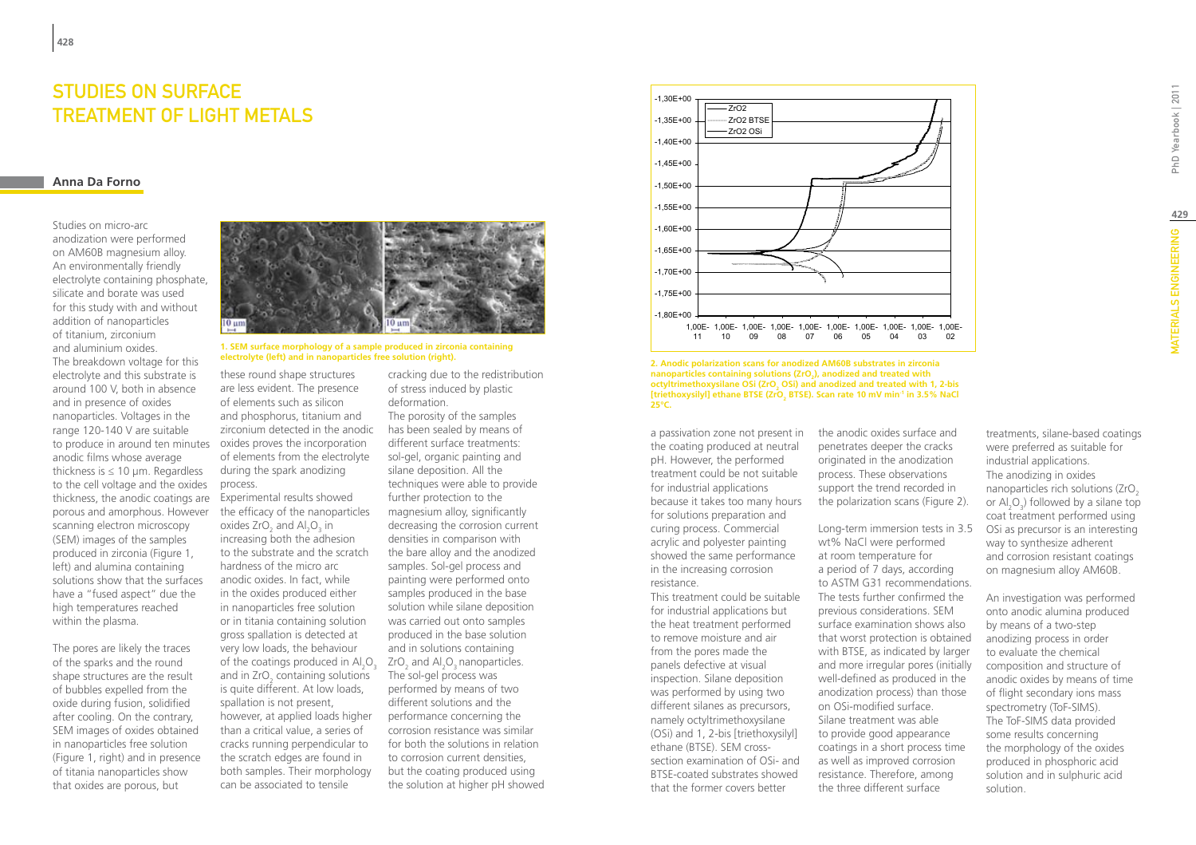# Studies on Surface Treatment of Light Metals

## Anna Da Forno

Studies on micro-arc anodization were performed on AM60B magnesium alloy. An environmentally friendly electrolyte containing phosphate, silicate and borate was used for this study with and without addition of nanoparticles of titanium, zirconium and aluminium oxides. The breakdown voltage for this electrolyte and this substrate is around 100 V, both in absence and in presence of oxides nanoparticles. Voltages in the range 120-140 V are suitable to produce in around ten minutes anodic films whose average thickness is ≤ 10 µm. Regardless to the cell voltage and the oxides thickness, the anodic coatings are porous and amorphous. However scanning electron microscopy (SEM) images of the samples produced in zirconia (Figure 1, left) and alumina containing solutions show that the surfaces have a "fused aspect" due the high temperatures reached within the plasma.

The pores are likely the traces of the sparks and the round shape structures are the result of bubbles expelled from the oxide during fusion, solidified after cooling. On the contrary, SEM images of oxides obtained in nanoparticles free solution (Figure 1, right) and in presence of titania nanoparticles show that oxides are porous, but these round shape structures are less evident. The presence of elements such as silicon and phosphorus, titanium and zirconium detected in the anodic oxides proves the incorporation of elements from the electrolyte during the spark anodizing process.

1. SEM surface morphology of a sample produced in zirconia containing electrolyte (left) and in nanoparticles free solution (right).

Experimental results showed the efficacy of the nanoparticles oxides $ZrO_2$ and $Al_2O_3$ in increasing both the adhesion to the substrate and the scratch hardness of the micro arc anodic oxides. In fact, while in the oxides produced either in nanoparticles free solution or in titania containing solution gross spallation is detected at very low loads, the behaviour of the coatings produced in $Al_2O_3$ and in $ZrO_2$ containing solutions is quite different. At low loads, spallation is not present, however, at applied loads higher than a critical value, a series of cracks running perpendicular to the scratch edges are found in both samples. Their morphology can be associated to tensile cracking due to the redistribution of stress induced by plastic deformation.

The porosity of the samples has been sealed by means of different surface treatments: sol-gel, organic painting and silane deposition. All the techniques were able to provide further protection to the magnesium alloy, significantly decreasing the corrosion current densities in comparison with the bare alloy and the anodized samples. Sol-gel process and painting were performed onto samples produced in the base solution while silane deposition was carried out onto samples produced in the base solution and in solutions containing $ZrO_2$ and $Al_2O_3$ nanoparticles. The sol-gel process was performed by means of two different solutions and the performance concerning the corrosion resistance was similar for both the solutions in relation to corrosion current densities, but the coating produced using the solution at higher pH showed a passivation zone not present in the coating produced at neutral pH. However, the performed treatment could be not suitable for industrial applications because it takes too many hours for solutions preparation and curing process. Commercial acrylic and polyester painting showed the same performance in the increasing corrosion resistance.

This treatment could be suitable for industrial applications but the heat treatment performed to remove moisture and air from the pores made the panels defective at visual inspection. Silane deposition was performed by using two different silanes as precursors, namely octyltrimethoxysilane (OSi) and 1, 2-bis [triethoxysilyl] ethane (BTSE). SEM cross-section examination of OSi- and BTSE-coated substrates showed that the former covers better the anodic oxides surface and penetrates deeper the cracks originated in the anodization process. These observations support the trend recorded in the polarization scans (Figure 2).

2. Anodic polarization scans for anodized AM60B substrates in zirconia nanoparticles containing solutions ($ZrO_2$), anodized and treated with octyltrimethoxysilane OSi ($ZrO_2$ OSi) and anodized and treated with 1, 2-bis [triethoxysilyl] ethane BTSE ($ZrO_2$ BTSE). Scan rate 10 mV min⁻¹ in 3.5% NaCl 25°C.

Long-term immersion tests in 3.5 wt% NaCl were performed at room temperature for a period of 7 days, according to ASTM G31 recommendations. The tests further confirmed the previous considerations. SEM surface examination shows also that worst protection is obtained with BTSE, as indicated by larger and more irregular pores (initially well-defined as produced in the anodization process) than those on OSi-modified surface. Silane treatment was able to provide good appearance coatings in a short process time as well as improved corrosion resistance. Therefore, among the three different surface treatments, silane-based coatings were preferred as suitable for industrial applications. The anodizing in oxides nanoparticles rich solutions ($ZrO_2$ or $Al_2O_3$) followed by a silane top coat treatment performed using OSi as precursor is an interesting way to synthesize adherent and corrosion resistant coatings on magnesium alloy AM60B.

An investigation was performed onto anodic alumina produced by means of a two-step anodizing process in order to evaluate the chemical composition and structure of anodic oxides by means of time of flight secondary ions mass spectrometry (ToF-SIMS). The ToF-SIMS data provided some results concerning the morphology of the oxides produced in phosphoric acid solution and in sulphuric acid solution.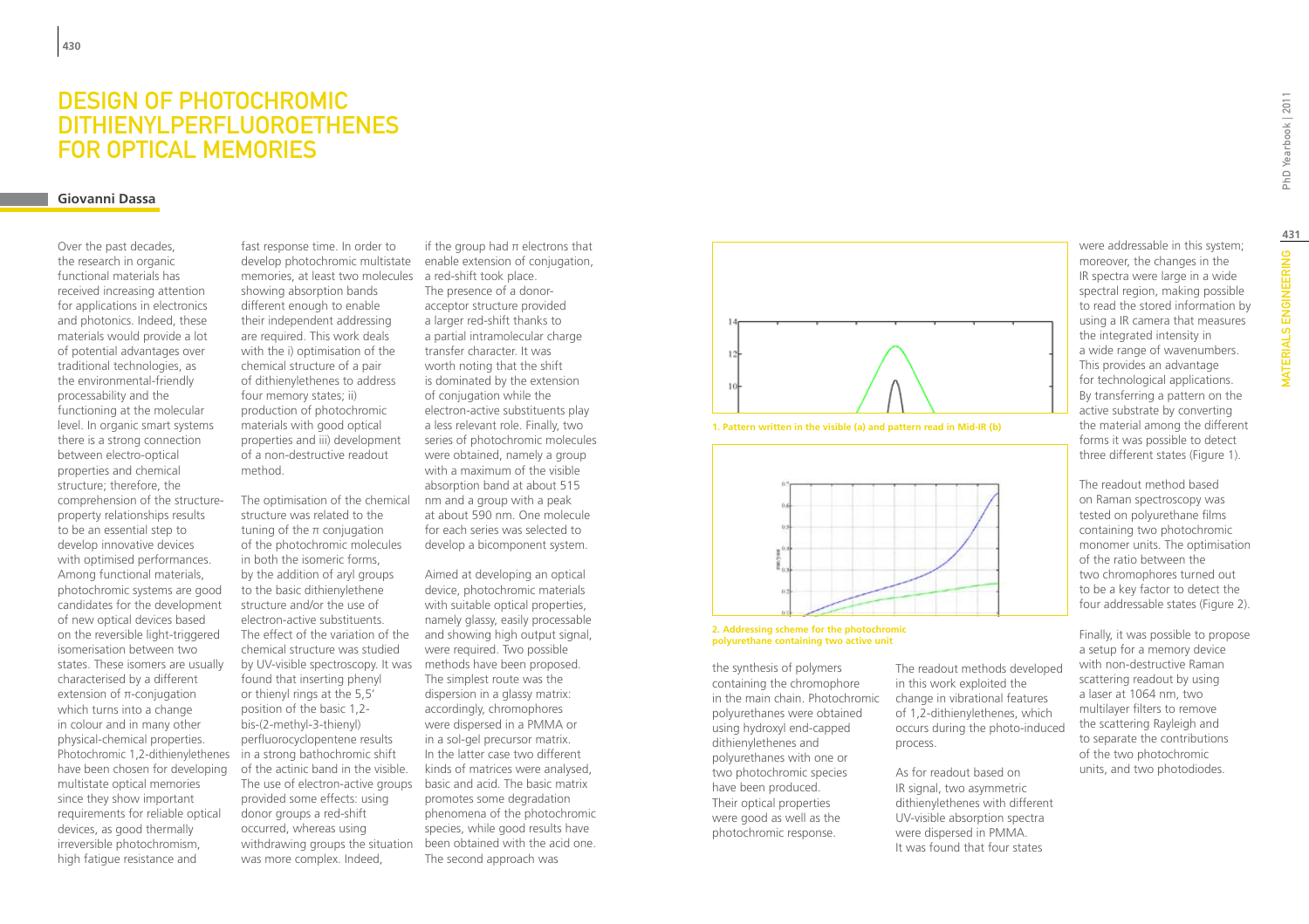# Design of Photochromic Dithienylperfluoroethenes for Optical Memories

**Giovanni Dassa**

Over the past decades, the research in organic functional materials has received increasing attention for applications in electronics and photonics. Indeed, these materials would provide a lot of potential advantages over traditional technologies, as the environmental-friendly processability and the functioning at the molecular level. In organic smart systems there is a strong connection between electro-optical properties and chemical structure; therefore, the comprehension of the structure-property relationships results to be an essential step to develop innovative devices with optimised performances. Among functional materials, photochromic systems are good candidates for the development of new optical devices based on the reversible light-triggered isomerisation between two states. These isomers are usually characterised by a different extension of π-conjugation which turns into a change in colour and in many other physical-chemical properties. Photochromic 1,2-dithienylethenes have been chosen for developing multistate optical memories since they show important requirements for reliable optical devices, as good thermally irreversible photochromism, high fatigue resistance and fast response time. In order to develop photochromic multistate memories, at least two molecules showing absorption bands different enough to enable their independent addressing are required. This work deals with the i) optimisation of the chemical structure of a pair of dithienylethenes to address four memory states; ii) production of photochromic materials with good optical properties and iii) development of a non-destructive readout method.

The optimisation of the chemical structure was related to the tuning of the π conjugation of the photochromic molecules in both the isomeric forms, by the addition of aryl groups to the basic dithienylethene structure and/or the use of electron-active substituents. The effect of the variation of the chemical structure was studied by UV-visible spectroscopy. It was found that inserting phenyl or thienyl rings at the 5,5' position of the basic 1,2-bis-(2-methyl-3-thienyl) perfluorocyclopentene results in a strong bathochromic shift of the actinic band in the visible. The use of electron-active groups provided some effects: using donor groups a red-shift occurred, whereas using withdrawing groups the situation was more complex. Indeed, if the group had π electrons that enable extension of conjugation, a red-shift took place. The presence of a donor-acceptor structure provided a larger red-shift thanks to a partial intramolecular charge transfer character. It was worth noting that the shift is dominated by the extension of conjugation while the electron-active substituents play a less relevant role. Finally, two series of photochromic molecules were obtained, namely a group with a maximum of the visible absorption band at about 515 nm and a group with a peak at about 590 nm. One molecule for each series was selected to develop a bicomponent system.

Aimed at developing an optical device, photochromic materials with suitable optical properties, namely glassy, easily processable and showing high output signal, were required. Two possible methods have been proposed. The simplest route was the dispersion in a glassy matrix: accordingly, chromophores were dispersed in a PMMA or in a sol-gel precursor matrix. In the latter case two different kinds of matrices were analysed, basic and acid. The basic matrix promotes some degradation phenomena of the photochromic species, while good results have been obtained with the acid one. The second approach was the synthesis of polymers containing the chromophore in the main chain. Photochromic polyurethanes were obtained using hydroxyl end-capped dithienylethenes and polyurethanes with one or two photochromic species have been produced. Their optical properties were good as well as the photochromic response.

**1. Pattern written in the visible (a) and pattern read in Mid-IR (b)**

**2. Addressing scheme for the photochromic polyurethane containing two active unit**

The readout methods developed in this work exploited the change in vibrational features of 1,2-dithienylethenes, which occurs during the photo-induced process.

As for readout based on IR signal, two asymmetric dithienylethenes with different UV-visible absorption spectra were dispersed in PMMA. It was found that four states were addressable in this system; moreover, the changes in the IR spectra were large in a wide spectral region, making possible to read the stored information by using a IR camera that measures the integrated intensity in a wide range of wavenumbers. This provides an advantage for technological applications. By transferring a pattern on the active substrate by converting the material among the different forms it was possible to detect three different states (Figure 1).

The readout method based on Raman spectroscopy was tested on polyurethane films containing two photochromic monomer units. The optimisation of the ratio between the two chromophores turned out to be a key factor to detect the four addressable states (Figure 2).

Finally, it was possible to propose a setup for a memory device with non-destructive Raman scattering readout by using a laser at 1064 nm, two multilayer filters to remove the scattering Rayleigh and to separate the contributions of the two photochromic units, and two photodiodes.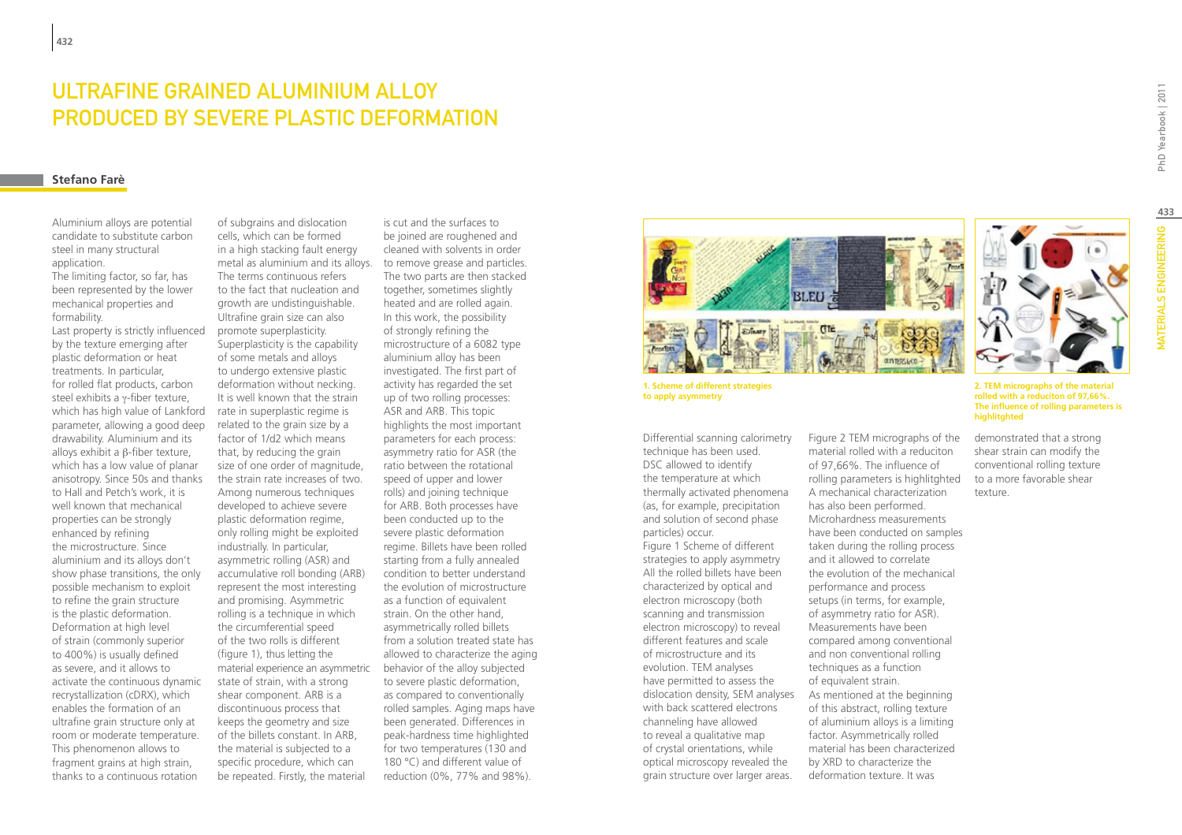# ULTRAFINE GRAINED ALUMINIUM ALLOY PRODUCED BY SEVERE PLASTIC DEFORMATION

## Stefano Farè

Aluminium alloys are potential candidate to substitute carbon steel in many structural application.
The limiting factor, so far, has been represented by the lower mechanical properties and formability.
Last property is strictly influenced by the texture emerging after plastic deformation or heat treatments. In particular, for rolled flat products, carbon steel exhibits a γ-fiber texture, which has high value of Lankford parameter, allowing a good deep drawability. Aluminium and its alloys exhibit a β-fiber texture, which has a low value of planar anisotropy. Since 50s and thanks to Hall and Petch's work, it is well known that mechanical properties can be strongly enhanced by refining the microstructure. Since aluminium and its alloys don't show phase transitions, the only possible mechanism to exploit to refine the grain structure is the plastic deformation. Deformation at high level of strain (commonly superior to 400%) is usually defined as severe, and it allows to activate the continuous dynamic recrystallization (cDRX), which enables the formation of an ultrafine grain structure only at room or moderate temperature. This phenomenon allows to fragment grains at high strain, thanks to a continuous rotation of subgrains and dislocation cells, which can be formed in a high stacking fault energy metal as aluminium and its alloys. The terms continuous refers to the fact that nucleation and growth are undistinguishable. Ultrafine grain size can also promote superplasticity. Superplasticity is the capability of some metals and alloys to undergo extensive plastic deformation without necking. It is well known that the strain rate in superplastic regime is related to the grain size by a factor of 1/d2 which means that, by reducing the grain size of one order of magnitude, the strain rate increases of two. Among numerous techniques developed to achieve severe plastic deformation regime, only rolling might be exploited industrially. In particular, asymmetric rolling (ASR) and accumulative roll bonding (ARB) represent the most interesting and promising. Asymmetric rolling is a technique in which the circumferential speed of the two rolls is different (figure 1), thus letting the material experience an asymmetric state of strain, with a strong shear component. ARB is a discontinuous process that keeps the geometry and size of the billets constant. In ARB, the material is subjected to a specific procedure, which can be repeated. Firstly, the material is cut and the surfaces to be joined are roughened and cleaned with solvents in order to remove grease and particles. The two parts are then stacked together, sometimes slightly heated and are rolled again. In this work, the possibility of strongly refining the microstructure of a 6082 type aluminium alloy has been investigated. The first part of activity has regarded the set up of two rolling processes: ASR and ARB. This topic highlights the most important parameters for each process: asymmetry ratio for ASR (the ratio between the rotational speed of upper and lower rolls) and joining technique for ARB. Both processes have been conducted up to the severe plastic deformation regime. Billets have been rolled starting from a fully annealed condition to better understand the evolution of microstructure as a function of equivalent strain. On the other hand, asymmetrically rolled billets from a solution treated state has allowed to characterize the aging behavior of the alloy subjected to severe plastic deformation, as compared to conventionally rolled samples. Aging maps have been generated. Differences in peak-hardness time highlighted for two temperatures (130 and 180 °C) and different value of reduction (0%, 77% and 98%). Differential scanning calorimetry technique has been used. DSC allowed to identify the temperature at which thermally activated phenomena (as, for example, precipitation and solution of second phase particles) occur.

Figure 1 Scheme of different strategies to apply asymmetry

All the rolled billets have been characterized by optical and electron microscopy (both scanning and transmission electron microscopy) to reveal different features and scale of microstructure and its evolution. TEM analyses have permitted to assess the dislocation density, SEM analyses with back scattered electrons channeling have allowed to reveal a qualitative map of crystal orientations, while optical microscopy revealed the grain structure over larger areas.

Figure 2 TEM micrographs of the material rolled with a reduciton of 97,66%. The influence of rolling parameters is highlitghted

A mechanical characterization has also been performed. Microhardness measurements have been conducted on samples taken during the rolling process and it allowed to correlate the evolution of the mechanical performance and process setups (in terms, for example, of asymmetry ratio for ASR). Measurements have been compared among conventional and non conventional rolling techniques as a function of equivalent strain.
As mentioned at the beginning of this abstract, rolling texture of aluminium alloys is a limiting factor. Asymmetrically rolled material has been characterized by XRD to characterize the deformation texture. It was demonstrated that a strong shear strain can modify the conventional rolling texture to a more favorable shear texture.

**1. Scheme of different strategies to apply asymmetry**

**2. TEM micrographs of the material rolled with a reduciton of 97,66%. The influence of rolling parameters is highlitghted**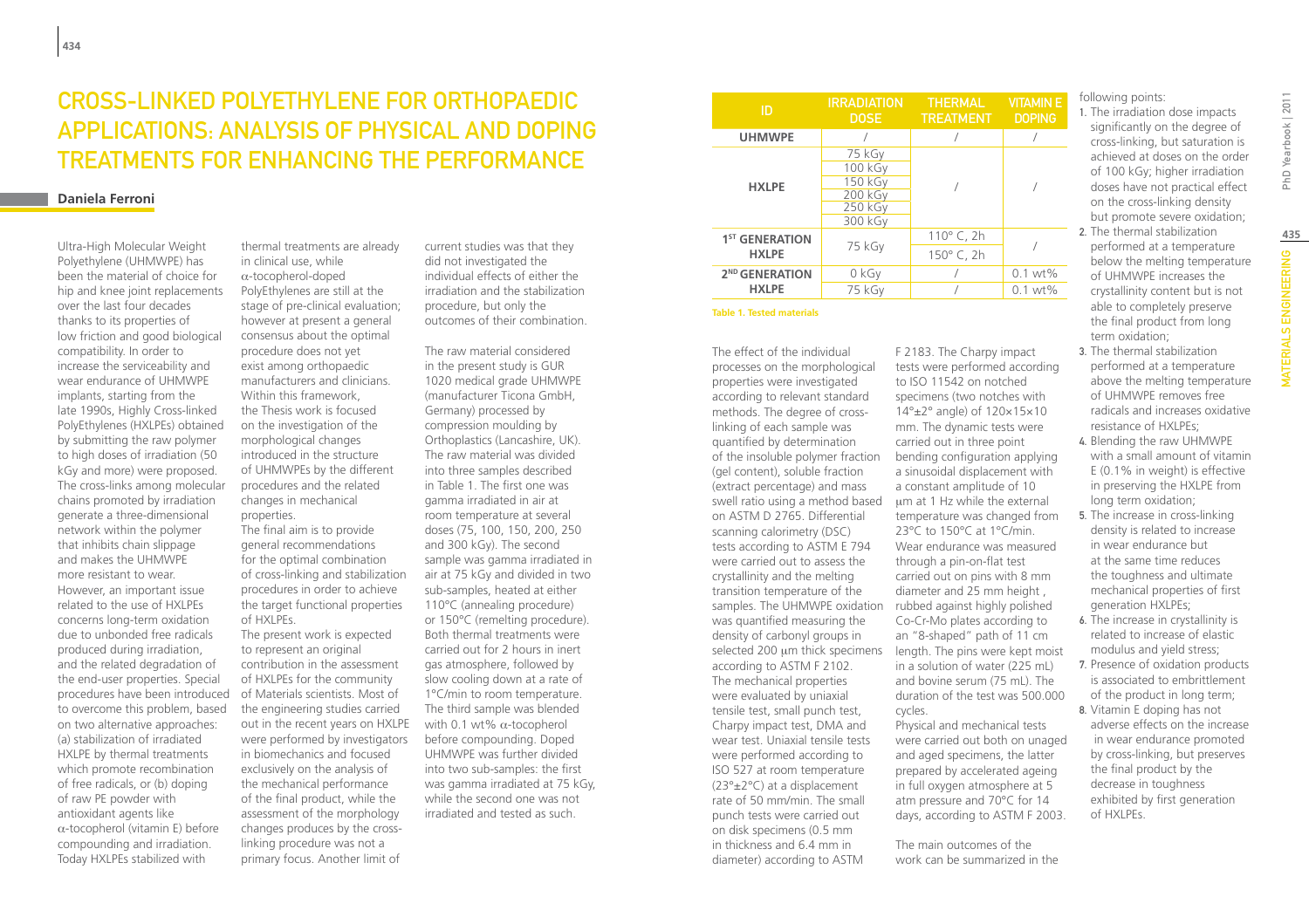# CROSS-LINKED POLYETHYLENE FOR ORTHOPAEDIC APPLICATIONS: ANALYSIS OF PHYSICAL AND DOPING TREATMENTS FOR ENHANCING THE PERFORMANCE

## Daniela Ferroni

Ultra-High Molecular Weight Polyethylene (UHMWPE) has been the material of choice for hip and knee joint replacements over the last four decades thanks to its properties of low friction and good biological compatibility. In order to increase the serviceability and wear endurance of UHMWPE implants, starting from the late 1990s, Highly Cross-linked PolyEthylenes (HXLPEs) obtained by submitting the raw polymer to high doses of irradiation (50 kGy and more) were proposed. The cross-links among molecular chains promoted by irradiation generate a three-dimensional network within the polymer that inhibits chain slippage and makes the UHMWPE more resistant to wear. However, an important issue related to the use of HXLPEs concerns long-term oxidation due to unbonded free radicals produced during irradiation, and the related degradation of the end-user properties. Special procedures have been introduced to overcome this problem, based on two alternative approaches: (a) stabilization of irradiated HXLPE by thermal treatments which promote recombination of free radicals, or (b) doping of raw PE powder with antioxidant agents like α-tocopherol (vitamin E) before compounding and irradiation. Today HXLPEs stabilized with thermal treatments are already in clinical use, while α-tocopherol-doped PolyEthylenes are still at the stage of pre-clinical evaluation; however at present a general consensus about the optimal procedure does not yet exist among orthopaedic manufacturers and clinicians. Within this framework, the Thesis work is focused on the investigation of the morphological changes introduced in the structure of UHMWPEs by the different procedures and the related changes in mechanical properties.

The final aim is to provide general recommendations for the optimal combination of cross-linking and stabilization procedures in order to achieve the target functional properties of HXLPEs.

The present work is expected to represent an original contribution in the assessment of HXLPEs for the community of Materials scientists. Most of the engineering studies carried out in the recent years on HXLPE were performed by investigators in biomechanics and focused exclusively on the analysis of the mechanical performance of the final product, while the assessment of the morphology changes produces by the cross-linking procedure was not a primary focus. Another limit of current studies was that they did not investigated the individual effects of either the irradiation and the stabilization procedure, but only the outcomes of their combination.

The raw material considered in the present study is GUR 1020 medical grade UHMWPE (manufacturer Ticona GmbH, Germany) processed by compression moulding by Orthoplastics (Lancashire, UK). The raw material was divided into three samples described in Table 1. The first one was gamma irradiated in air at room temperature at several doses (75, 100, 150, 200, 250 and 300 kGy). The second sample was gamma irradiated in air at 75 kGy and divided in two sub-samples, heated at either 110°C (annealing procedure) or 150°C (remelting procedure). Both thermal treatments were carried out for 2 hours in inert gas atmosphere, followed by slow cooling down at a rate of 1°C/min to room temperature. The third sample was blended with 0.1 wt% α-tocopherol before compounding. Doped UHMWPE was further divided into two sub-samples: the first was gamma irradiated at 75 kGy, while the second one was not irradiated and tested as such.

| ID | IRRADIATION DOSE | THERMAL TREATMENT | VITAMIN E DOPING |
|---|---|---|---|
| UHMWPE | / | / | / |
| HXLPE | 75 kGy | / | / |
| | 100 kGy | | |
| | 150 kGy | | |
| | 200 kGy | | |
| | 250 kGy | | |
| | 300 kGy | | |
| 1ST GENERATION HXLPE | 75 kGy | 110° C, 2h | / |
| | | 150° C, 2h | |
| 2ND GENERATION HXLPE | 0 kGy | / | 0.1 wt% |
| | 75 kGy | / | 0.1 wt% |

**Table 1. Tested materials**

The effect of the individual processes on the morphological properties were investigated according to relevant standard methods. The degree of cross-linking of each sample was quantified by determination of the insoluble polymer fraction (gel content), soluble fraction (extract percentage) and mass swell ratio using a method based on ASTM D 2765. Differential scanning calorimetry (DSC) tests according to ASTM E 794 were carried out to assess the crystallinity and the melting transition temperature of the samples. The UHMWPE oxidation was quantified measuring the density of carbonyl groups in selected 200 μm thick specimens according to ASTM F 2102. The mechanical properties were evaluated by uniaxial tensile test, small punch test, Charpy impact test, DMA and wear test. Uniaxial tensile tests were performed according to ISO 527 at room temperature (23°±2°C) at a displacement rate of 50 mm/min. The small punch tests were carried out on disk specimens (0.5 mm in thickness and 6.4 mm in diameter) according to ASTM F 2183. The Charpy impact tests were performed according to ISO 11542 on notched specimens (two notches with 14°±2° angle) of 120×15×10 mm. The dynamic tests were carried out in three point bending configuration applying a sinusoidal displacement with a constant amplitude of 10 μm at 1 Hz while the external temperature was changed from 23°C to 150°C at 1°C/min. Wear endurance was measured through a pin-on-flat test carried out on pins with 8 mm diameter and 25 mm height , rubbed against highly polished Co-Cr-Mo plates according to an "8-shaped" path of 11 cm length. The pins were kept moist in a solution of water (225 mL) and bovine serum (75 mL). The duration of the test was 500.000 cycles.

Physical and mechanical tests were carried out both on unaged and aged specimens, the latter prepared by accelerated ageing in full oxygen atmosphere at 5 atm pressure and 70°C for 14 days, according to ASTM F 2003.

The main outcomes of the work can be summarized in the following points:

1. The irradiation dose impacts significantly on the degree of cross-linking, but saturation is achieved at doses on the order of 100 kGy; higher irradiation doses have not practical effect on the cross-linking density but promote severe oxidation;
2. The thermal stabilization performed at a temperature below the melting temperature of UHMWPE increases the crystallinity content but is not able to completely preserve the final product from long term oxidation;
3. The thermal stabilization performed at a temperature above the melting temperature of UHMWPE removes free radicals and increases oxidative resistance of HXLPEs;
4. Blending the raw UHMWPE with a small amount of vitamin E (0.1% in weight) is effective in preserving the HXLPE from long term oxidation;
5. The increase in cross-linking density is related to increase in wear endurance but at the same time reduces the toughness and ultimate mechanical properties of first generation HXLPEs;
6. The increase in crystallinity is related to increase of elastic modulus and yield stress;
7. Presence of oxidation products is associated to embrittlement of the product in long term;
8. Vitamin E doping has not adverse effects on the increase in wear endurance promoted by cross-linking, but preserves the final product by the decrease in toughness exhibited by first generation of HXLPEs.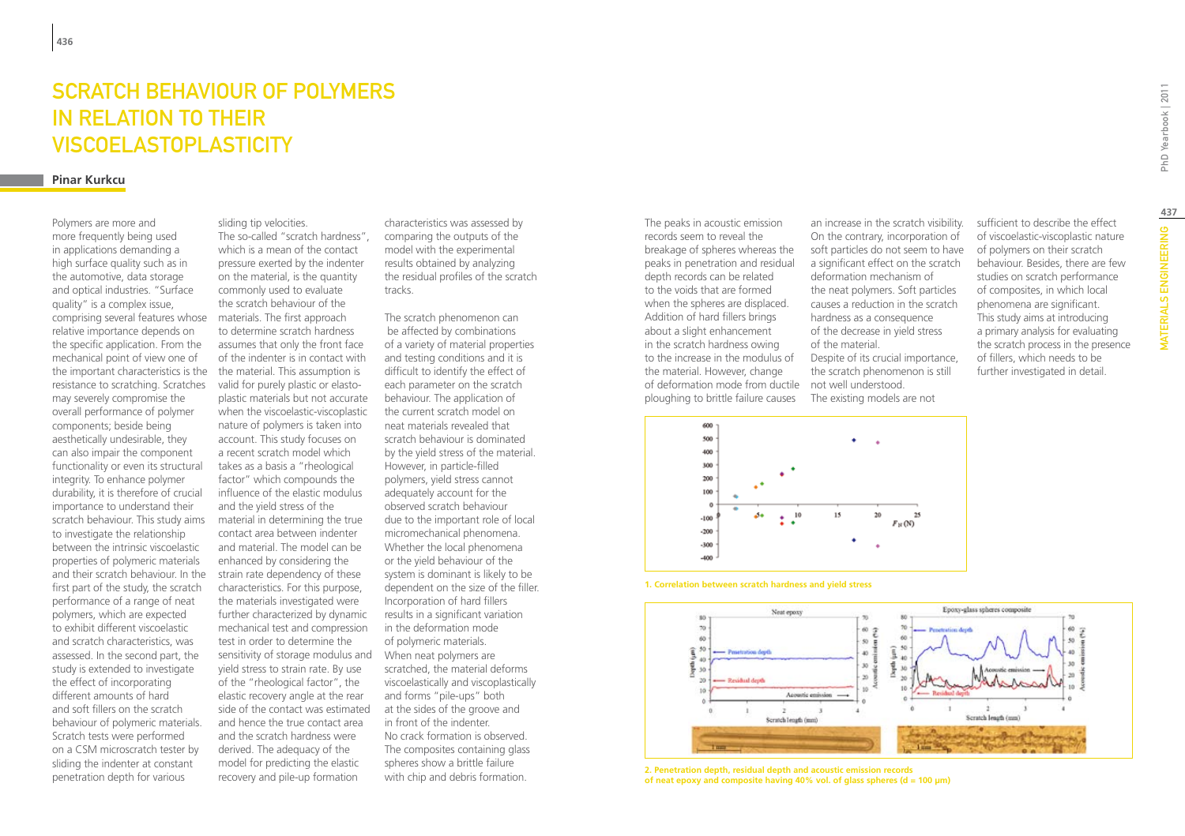# SCRATCH BEHAVIOUR OF POLYMERS IN RELATION TO THEIR VISCOELASTOPLASTICITY

**Pinar Kurkcu**

Polymers are more and more frequently being used in applications demanding a high surface quality such as in the automotive, data storage and optical industries. "Surface quality" is a complex issue, comprising several features whose relative importance depends on the specific application. From the mechanical point of view one of the important characteristics is the resistance to scratching. Scratches may severely compromise the overall performance of polymer components; beside being aesthetically undesirable, they can also impair the component functionality or even its structural integrity. To enhance polymer durability, it is therefore of crucial importance to understand their scratch behaviour. This study aims to investigate the relationship between the intrinsic viscoelastic properties of polymeric materials and their scratch behaviour. In the first part of the study, the scratch performance of a range of neat polymers, which are expected to exhibit different viscoelastic and scratch characteristics, was assessed. In the second part, the study is extended to investigate the effect of incorporating different amounts of hard and soft fillers on the scratch behaviour of polymeric materials. Scratch tests were performed on a CSM microscratch tester by sliding the indenter at constant penetration depth for various sliding tip velocities.

The so-called "scratch hardness", which is a mean of the contact pressure exerted by the indenter on the material, is the quantity commonly used to evaluate the scratch behaviour of the materials. The first approach to determine scratch hardness assumes that only the front face of the indenter is in contact with the material. This assumption is valid for purely plastic or elasto-plastic materials but not accurate when the viscoelastic-viscoplastic nature of polymers is taken into account. This study focuses on a recent scratch model which takes as a basis a "rheological factor" which compounds the influence of the elastic modulus and the yield stress of the material in determining the true contact area between indenter and material. The model can be enhanced by considering the strain rate dependency of these characteristics. For this purpose, the materials investigated were further characterized by dynamic mechanical test and compression test in order to determine the sensitivity of storage modulus and yield stress to strain rate. By use of the "rheological factor", the elastic recovery angle at the rear side of the contact was estimated and hence the true contact area and the scratch hardness were derived. The adequacy of the model for predicting the elastic recovery and pile-up formation characteristics was assessed by comparing the outputs of the model with the experimental results obtained by analyzing the residual profiles of the scratch tracks.

The scratch phenomenon can be affected by combinations of a variety of material properties and testing conditions and it is difficult to identify the effect of each parameter on the scratch behaviour. The application of the current scratch model on neat materials revealed that scratch behaviour is dominated by the yield stress of the material. However, in particle-filled polymers, yield stress cannot adequately account for the observed scratch behaviour due to the important role of local micromechanical phenomena. Whether the local phenomena or the yield behaviour of the system is dominant is likely to be dependent on the size of the filler. Incorporation of hard fillers results in a significant variation in the deformation mode of polymeric materials. When neat polymers are scratched, the material deforms viscoelastically and viscoplastically and forms "pile-ups" both at the sides of the groove and in front of the indenter. No crack formation is observed. The composites containing glass spheres show a brittle failure with chip and debris formation.

The peaks in acoustic emission records seem to reveal the breakage of spheres whereas the peaks in penetration and residual depth records can be related to the voids that are formed when the spheres are displaced. Addition of hard fillers brings about a slight enhancement in the scratch hardness owing to the increase in the modulus of the material. However, change of deformation mode from ductile ploughing to brittle failure causes an increase in the scratch visibility. On the contrary, incorporation of soft particles do not seem to have a significant effect on the scratch deformation mechanism of the neat polymers. Soft particles causes a reduction in the scratch hardness as a consequence of the decrease in yield stress of the material.

Despite of its crucial importance, the scratch phenomenon is still not well understood. The existing models are not sufficient to describe the effect of viscoelastic-viscoplastic nature of polymers on their scratch behaviour. Besides, there are few studies on scratch performance of composites, in which local phenomena are significant. This study aims at introducing a primary analysis for evaluating the scratch process in the presence of fillers, which needs to be further investigated in detail.

**1. Correlation between scratch hardness and yield stress**

**2. Penetration depth, residual depth and acoustic emission records of neat epoxy and composite having 40% vol. of glass spheres (d = 100 μm)**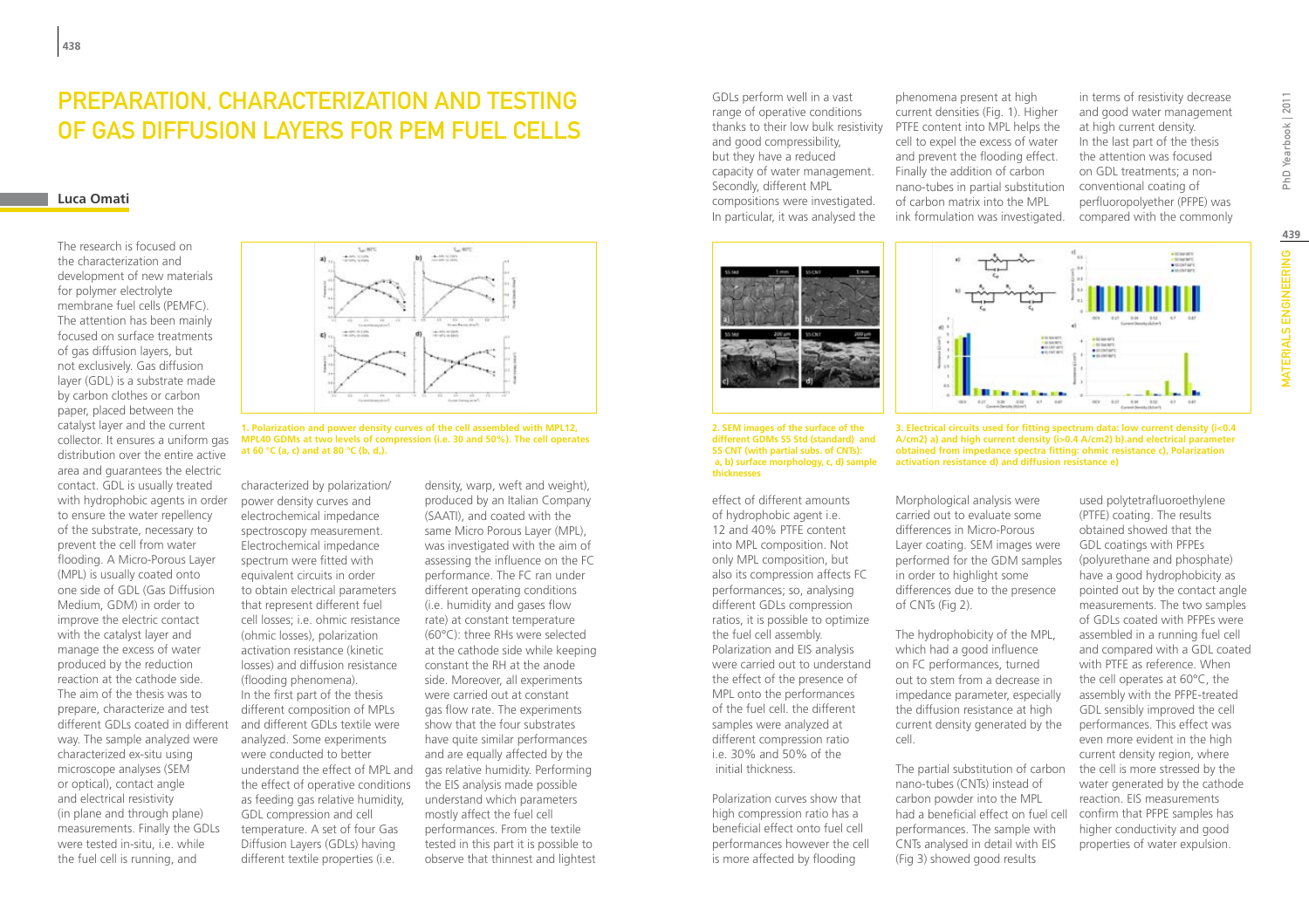# Preparation, Characterization and Testing of Gas Diffusion Layers for PEM Fuel Cells

**Luca Omati**

The research is focused on the characterization and development of new materials for polymer electrolyte membrane fuel cells (PEMFC). The attention has been mainly focused on surface treatments of gas diffusion layers, but not exclusively. Gas diffusion layer (GDL) is a substrate made by carbon clothes or carbon paper, placed between the catalyst layer and the current collector. It ensures a uniform gas distribution over the entire active area and guarantees the electric contact. GDL is usually treated with hydrophobic agents in order to ensure the water repellency of the substrate, necessary to prevent the cell from water flooding. A Micro-Porous Layer (MPL) is usually coated onto one side of GDL (Gas Diffusion Medium, GDM) in order to improve the electric contact with the catalyst layer and manage the excess of water produced by the reduction reaction at the cathode side. The aim of the thesis was to prepare, characterize and test different GDLs coated in different way. The sample analyzed were characterized ex-situ using microscope analyses (SEM or optical), contact angle and electrical resistivity (in plane and through plane) measurements. Finally the GDLs were tested in-situ, i.e. while the fuel cell is running, and characterized by polarization/power density curves and electrochemical impedance spectroscopy measurement. Electrochemical impedance spectrum were fitted with equivalent circuits in order to obtain electrical parameters that represent different fuel cell losses; i.e. ohmic resistance (ohmic losses), polarization activation resistance (kinetic losses) and diffusion resistance (flooding phenomena).

**1. Polarization and power density curves of the cell assembled with MPL12, MPL40 GDMs at two levels of compression (i.e. 30 and 50%). The cell operates at 60 °C (a, c) and at 80 °C (b, d,).**

In the first part of the thesis different composition of MPLs and different GDLs textile were analyzed. Some experiments were conducted to better understand the effect of MPL and the effect of operative conditions as feeding gas relative humidity, GDL compression and cell temperature. A set of four Gas Diffusion Layers (GDLs) having different textile properties (i.e. density, warp, weft and weight), produced by an Italian Company (SAATI), and coated with the same Micro Porous Layer (MPL), was investigated with the aim of assessing the influence on the FC performance. The FC ran under different operating conditions (i.e. humidity and gases flow rate) at constant temperature (60°C): three RHs were selected at the cathode side while keeping constant the RH at the anode side. Moreover, all experiments were carried out at constant gas flow rate. The experiments show that the four substrates have quite similar performances and are equally affected by the gas relative humidity. Performing the EIS analysis made possible understand which parameters mostly affect the fuel cell performances. From the textile tested in this part it is possible to observe that thinnest and lightest GDLs perform well in a vast range of operative conditions thanks to their low bulk resistivity and good compressibility, but they have a reduced capacity of water management. Secondly, different MPL compositions were investigated. In particular, it was analysed the effect of different amounts of hydrophobic agent i.e. 12 and 40% PTFE content into MPL composition. Not only MPL composition, but also its compression affects FC performances; so, analysing different GDLs compression ratios, it is possible to optimize the fuel cell assembly. Polarization and EIS analysis were carried out to understand the effect of the presence of MPL onto the performances of the fuel cell. the different samples were analyzed at different compression ratio i.e. 30% and 50% of the initial thickness.

Polarization curves show that high compression ratio has a beneficial effect onto fuel cell performances however the cell is more affected by flooding phenomena present at high current densities (Fig. 1). Higher PTFE content into MPL helps the cell to expel the excess of water and prevent the flooding effect. Finally the addition of carbon nano-tubes in partial substitution of carbon matrix into the MPL ink formulation was investigated.

**2. SEM images of the surface of the different GDMs S5 Std (standard) and S5 CNT (with partial subs. of CNTs): a, b) surface morphology, c, d) sample thicknesses**

Morphological analysis were carried out to evaluate some differences in Micro-Porous Layer coating. SEM images were performed for the GDM samples in order to highlight some differences due to the presence of CNTs (Fig 2).

The hydrophobicity of the MPL, which had a good influence on FC performances, turned out to stem from a decrease in impedance parameter, especially the diffusion resistance at high current density generated by the cell.

The partial substitution of carbon nano-tubes (CNTs) instead of carbon powder into the MPL had a beneficial effect on fuel cell performances. The sample with CNTs analysed in detail with EIS (Fig 3) showed good results in terms of resistivity decrease and good water management at high current density.

**3. Electrical circuits used for fitting spectrum data: low current density (i<0.4 A/cm2) a) and high current density (i>0.4 A/cm2) b).and electrical parameter obtained from impedance spectra fitting: ohmic resistance c), Polarization activation resistance d) and diffusion resistance e)**

In the last part of the thesis the attention was focused on GDL treatments; a non-conventional coating of perfluoropolyether (PFPE) was compared with the commonly used polytetrafluoethylene (PTFE) coating. The results obtained showed that the GDL coatings with PFPEs (polyurethane and phosphate) have a good hydrophobicity as pointed out by the contact angle measurements. The two samples of GDLs coated with PFPEs were assembled in a running fuel cell and compared with a GDL coated with PTFE as reference. When the cell operates at 60°C, the assembly with the PFPE-treated GDL sensibly improved the cell performances. This effect was even more evident in the high current density region, where the cell is more stressed by the water generated by the cathode reaction. EIS measurements confirm that PFPE samples has higher conductivity and good properties of water expulsion.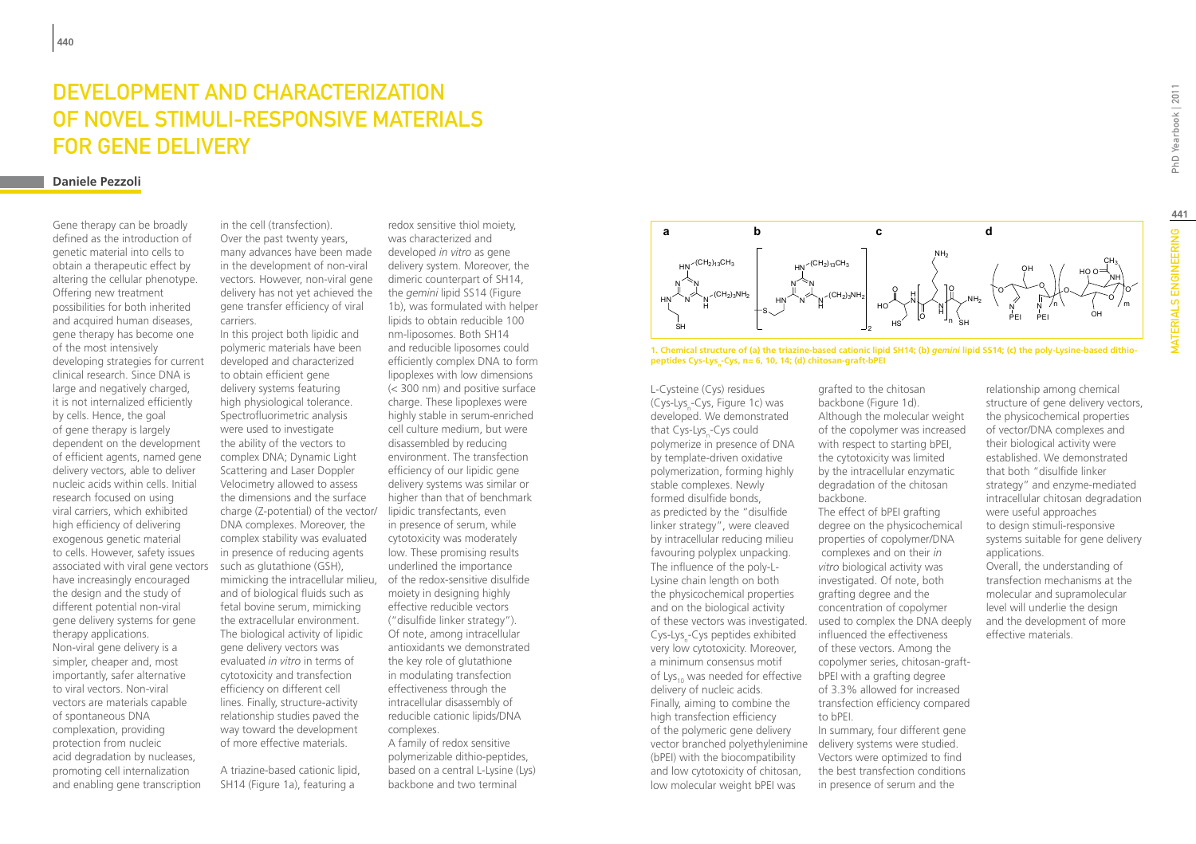# DEVELOPMENT AND CHARACTERIZATION OF NOVEL STIMULI-RESPONSIVE MATERIALS FOR GENE DELIVERY

**Daniele Pezzoli**

Gene therapy can be broadly defined as the introduction of genetic material into cells to obtain a therapeutic effect by altering the cellular phenotype. Offering new treatment possibilities for both inherited and acquired human diseases, gene therapy has become one of the most intensively developing strategies for current clinical research. Since DNA is large and negatively charged, it is not internalized efficiently by cells. Hence, the goal of gene therapy is largely dependent on the development of efficient agents, named gene delivery vectors, able to deliver nucleic acids within cells. Initial research focused on using viral carriers, which exhibited high efficiency of delivering exogenous genetic material to cells. However, safety issues associated with viral gene vectors have increasingly encouraged the design and the study of different potential non-viral gene delivery systems for gene therapy applications. Non-viral gene delivery is a simpler, cheaper and, most importantly, safer alternative to viral vectors. Non-viral vectors are materials capable of spontaneous DNA complexation, providing protection from nucleic acid degradation by nucleases, promoting cell internalization and enabling gene transcription in the cell (transfection). Over the past twenty years, many advances have been made in the development of non-viral vectors. However, non-viral gene delivery has not yet achieved the gene transfer efficiency of viral carriers.

In this project both lipidic and polymeric materials have been developed and characterized to obtain efficient gene delivery systems featuring high physiological tolerance. Spectrofluorimetric analysis were used to investigate the ability of the vectors to complex DNA; Dynamic Light Scattering and Laser Doppler Velocimetry allowed to assess the dimensions and the surface charge (Z-potential) of the vector/DNA complexes. Moreover, the complex stability was evaluated in presence of reducing agents such as glutathione (GSH), mimicking the intracellular milieu, and of biological fluids such as fetal bovine serum, mimicking the extracellular environment. The biological activity of lipidic gene delivery vectors was evaluated *in vitro* in terms of cytotoxicity and transfection efficiency on different cell lines. Finally, structure-activity relationship studies paved the way toward the development of more effective materials.

A triazine-based cationic lipid, SH14 (Figure 1a), featuring a redox sensitive thiol moiety, was characterized and developed *in vitro* as gene delivery system. Moreover, the dimeric counterpart of SH14, the *gemini* lipid SS14 (Figure 1b), was formulated with helper lipids to obtain reducible 100 nm-liposomes. Both SH14 and reducible liposomes could efficiently complex DNA to form lipoplexes with low dimensions (< 300 nm) and positive surface charge. These lipoplexes were highly stable in serum-enriched cell culture medium, but were disassembled by reducing environment. The transfection efficiency of our lipidic gene delivery systems was similar or higher than that of benchmark lipidic transfectants, even in presence of serum, while cytotoxicity was moderately low. These promising results underlined the importance of the redox-sensitive disulfide moiety in designing highly effective reducible vectors ("disulfide linker strategy"). Of note, among intracellular antioxidants we demonstrated the key role of glutathione in modulating transfection effectiveness through the intracellular disassembly of reducible cationic lipids/DNA complexes.

A family of redox sensitive polymerizable dithio-peptides, based on a central L-Lysine (Lys) backbone and two terminal L-Cysteine (Cys) residues ($Cys\text{-}Lys_n\text{-}Cys$, Figure 1c) was developed. We demonstrated that $Cys\text{-}Lys_n\text{-}Cys$ could polymerize in presence of DNA by template-driven oxidative polymerization, forming highly stable complexes. Newly formed disulfide bonds, as predicted by the "disulfide linker strategy", were cleaved by intracellular reducing milieu favouring polyplex unpacking. The influence of the poly-L-Lysine chain length on both the physicochemical properties and on the biological activity of these vectors was investigated. $Cys\text{-}Lys_n\text{-}Cys$ peptides exhibited very low cytotoxicity. Moreover, a minimum consensus motif of $Lys_{10}$ was needed for effective delivery of nucleic acids.

Finally, aiming to combine the high transfection efficiency of the polymeric gene delivery vector branched polyethylenimine (bPEI) with the biocompatibility and low cytotoxicity of chitosan, low molecular weight bPEI was grafted to the chitosan backbone (Figure 1d). Although the molecular weight of the copolymer was increased with respect to starting bPEI, the cytotoxicity was limited by the intracellular enzymatic degradation of the chitosan backbone.

The effect of bPEI grafting degree on the physicochemical properties of copolymer/DNA complexes and on their *in vitro* biological activity was investigated. Of note, both grafting degree and the concentration of copolymer used to complex the DNA deeply influenced the effectiveness of these vectors. Among the copolymer series, chitosan-graft-bPEI with a grafting degree of 3.3% allowed for increased transfection efficiency compared to bPEI.

In summary, four different gene delivery systems were studied. Vectors were optimized to find the best transfection conditions in presence of serum and the relationship among chemical structure of gene delivery vectors, the physicochemical properties of vector/DNA complexes and their biological activity were established. We demonstrated that both "disulfide linker strategy" and enzyme-mediated intracellular chitosan degradation were useful approaches to design stimuli-responsive systems suitable for gene delivery applications.

Overall, the understanding of transfection mechanisms at the molecular and supramolecular level will underlie the design and the development of more effective materials.

**1. Chemical structure of (a) the triazine-based cationic lipid SH14; (b) *gemini* lipid SS14; (c) the poly-Lysine-based dithio-peptides $Cys\text{-}Lys_n\text{-}Cys$, n= 6, 10, 14; (d) chitosan-graft-bPEI**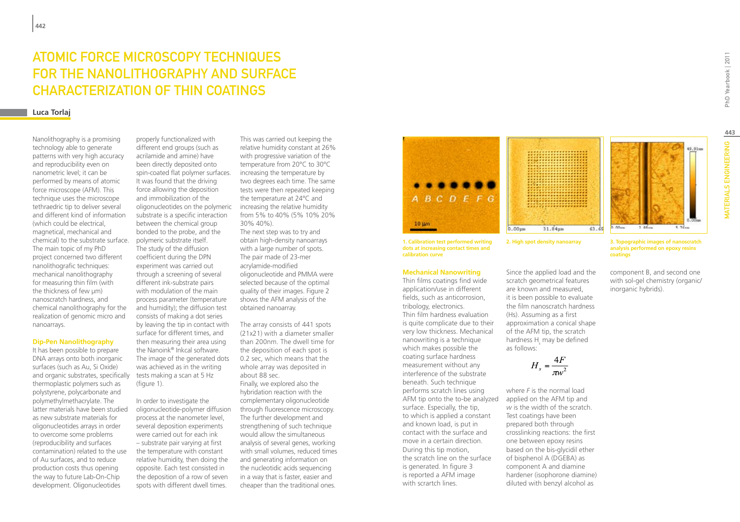# ATOMIC FORCE MICROSCOPY TECHNIQUES FOR THE NANOLITHOGRAPHY AND SURFACE CHARACTERIZATION OF THIN COATINGS

**Luca Torlaj**

Nanolithography is a promising technology able to generate patterns with very high accuracy and reproducibility even on nanometric level; it can be performed by means of atomic force microscope (AFM). This technique uses the microscope tethraedric tip to deliver several and different kind of information (which could be electrical, magnetical, mechanical and chemical) to the substrate surface. The main topic of my PhD project concerned two different nanolithografic techniques: mechanical nanolithography for measuring thin film (with the thickness of few µm) nanoscratch hardness, and chemical nanolithography for the realization of genomic micro and nanoarrays.

### Dip-Pen Nanolithography

It has been possible to prepare DNA arrays onto both inorganic surfaces (such as Au, Si Oxide) and organic substrates, specifically thermoplastic polymers such as polystyrene, polycarbonate and polymethylmethacrylate. The latter materials have been studied as new substrate materials for oligonucleotides arrays in order to overcome some problems (reproducibility and surfaces contamination) related to the use of Au surfaces, and to reduce production costs thus opening the way to future Lab-On-Chip development. Oligonucleotides properly functionalized with different end groups (such as acrilamide and amine) have been directly deposited onto spin-coated flat polymer surfaces. It was found that the driving force allowing the deposition and immobilization of the oligonucleotides on the polymeric substrate is a specific interaction between the chemical group bonded to the probe, and the polymeric substrate itself. The study of the diffusion coefficient during the DPN experiment was carried out through a screening of several different ink-substrate pairs with modulation of the main process parameter (temperature and humidity); the diffusion test consists of making a dot series by leaving the tip in contact with surface for different times, and then measuring their area using the Nanoink® Inkcal software. The image of the generated dots was achieved as in the writing tests making a scan at 5 Hz (figure 1).

In order to investigate the oligonucleotide-polymer diffusion process at the nanometer level, several deposition experiments were carried out for each ink – substrate pair varying at first the temperature with constant relative humidity, then doing the opposite. Each test consisted in the deposition of a row of seven spots with different dwell times. This was carried out keeping the relative humidity constant at 26% with progressive variation of the temperature from 20°C to 30°C increasing the temperature by two degrees each time. The same tests were then repeated keeping the temperature at 24°C and increasing the relative humidity from 5% to 40% (5% 10% 20% 30% 40%).

The next step was to try and obtain high-density nanoarrays with a large number of spots. The pair made of 23-mer acrylamide-modified oligonucleotide and PMMA were selected because of the optimal quality of their images. Figure 2 shows the AFM analysis of the obtained nanoarray.

The array consists of 441 spots (21x21) with a diameter smaller than 200nm. The dwell time for the deposition of each spot is 0.2 sec, which means that the whole array was deposited in about 88 sec.

Finally, we explored also the hybridation reaction with the complementary oligonucleotide through fluorescence microscopy. The further development and strengthening of such technique would allow the simultaneous analysis of several genes, working with small volumes, reduced times and generating information on the nucleotidic acids sequencing in a way that is faster, easier and cheaper than the traditional ones.

**1. Calibration test performed writing dots at increasing contact times and calibration curve**

**2. High spot density nanoarray**

**3. Topographic images of nanoscratch analysis performed on epoxy resins coatings**

### Mechanical Nanowriting

Thin films coatings find wide application/use in different fields, such as anticorrosion, tribology, electronics.

Thin film hardness evaluation is quite complicate due to their very low thickness. Mechanical nanowriting is a technique which makes possible the coating surface hardness measurement without any interference of the substrate beneath. Such technique performs scratch lines using AFM tip onto the to-be analyzed surface. Especially, the tip, to which is applied a constant and known load, is put in contact with the surface and move in a certain direction. During this tip motion, the scratch line on the surface is generated. In figure 3 is reported a AFM image with scrartch lines.

Since the applied load and the scratch geometrical features are known and measured, it is been possible to evaluate the film nanoscratch hardness (Hs). Assuming as a first approximation a conical shape of the AFM tip, the scratch hardness $H_s$ may be defined as follows:

$$H_s = \frac{4F}{\pi w^2}$$

where *F* is the normal load applied on the AFM tip and *w* is the width of the scratch. Test coatings have been prepared both through crosslinking reactions: the first one between epoxy resins based on the bis-glycidil ether of bisphenol A (DGEBA) as component A and diamine hardener (isophorone diamine) diluted with benzyl alcohol as component B, and second one with sol-gel chemistry (organic/inorganic hybrids).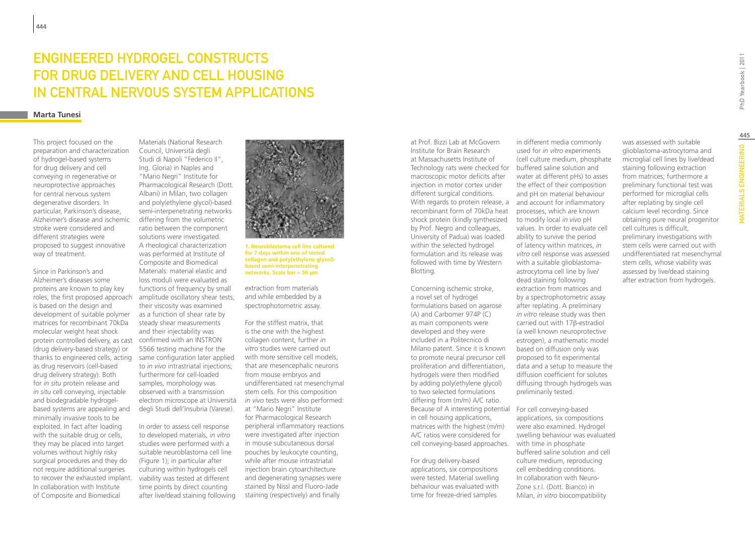# Engineered Hydrogel Constructs for Drug Delivery and Cell Housing in Central Nervous System Applications

**Marta Tunesi**

This project focused on the preparation and characterization of hydrogel-based systems for drug delivery and cell conveying in regenerative or neuroprotective approaches for central nervous system degenerative disorders. In particular, Parkinson's disease, Alzheimer's disease and ischemic stroke were considered and different strategies were proposed to suggest innovative way of treatment.

Since in Parkinson's and Alzheimer's diseases some proteins are known to play key roles, the first proposed approach is based on the design and development of suitable polymer matrices for recombinant 70kDa molecular weight heat shock protein controlled delivery, as cast (drug delivery-based strategy) or thanks to engineered cells, acting as drug reservoirs (cell-based drug delivery strategy). Both for *in situ* protein release and *in situ* cell conveying, injectable and biodegradable hydrogel-based systems are appealing and minimally invasive tools to be exploited. In fact after loading with the suitable drug or cells, they may be placed into target volumes without highly risky surgical procedures and they do not require additional surgeries to recover the exhausted implant. In collaboration with Institute of Composite and Biomedical Materials (National Research Council, Università degli Studi di Napoli "Federico II", Ing. Gloria) in Naples and "Mario Negri" Institute for Pharmacological Research (Dott. Albani) in Milan, two collagen and poly(ethylene glycol)-based semi-interpenetrating networks differing from the volumetric ratio between the component solutions were investigated. A rheological characterization was performed at Institute of Composite and Biomedical Materials: material elastic and loss moduli were evaluated as functions of frequency by small amplitude oscillatory shear tests, their viscosity was examined as a function of shear rate by steady shear measurements and their injectability was confirmed with an INSTRON 5566 testing machine for the same configuration later applied to *in vivo* intrastriatal injections; furthermore for cell-loaded samples, morphology was observed with a transmission electron microscope at Università degli Studi dell'Insubria (Varese).

In order to assess cell response to developed materials, *in vitro* studies were performed with a suitable neuroblastoma cell line (Figure 1); in particular after culturing within hydrogels cell viability was tested at different time points by direct counting after live/dead staining following extraction from materials and while embedded by a spectrophotometric assay.

1. Neuroblastoma cell line cultured for 7 days within one of tested collagen and poly(ethylene glycol)-based semi-interpenetrating networks. Scale bar = 50 μm

For the stiffest matrix, that is the one with the highest collagen content, further *in vitro* studies were carried out with more sensitive cell models, that are mesencephalic neurons from mouse embryos and undifferentiated rat mesenchymal stem cells. For this composition *in vivo* tests were also performed: at "Mario Negri" Institute for Pharmacological Research peripheral inflammatory reactions were investigated after injection in mouse subcutaneous dorsal pouches by leukocyte counting, while after mouse intrastriatal injection brain cytoarchitecture and degenerating synapses were stained by Nissl and Fluoro-Jade staining (respectively) and finally at Prof. Bizzi Lab at McGovern Institute for Brain Research at Massachusetts Institute of Technology rats were checked for macroscopic motor deficits after injection in motor cortex under different surgical conditions. With regards to protein release, a recombinant form of 70kDa heat shock protein (kindly synthesized by Prof. Negro and colleagues, University of Padua) was loaded within the selected hydrogel formulation and its release was followed with time by Western Blotting.

Concerning ischemic stroke, a novel set of hydrogel formulations based on agarose (A) and Carbomer 974P (C) as main components were developed and they were included in a Politecnico di Milano patent. Since it is known to promote neural precursor cell proliferation and differentiation, hydrogels were then modified by adding poly(ethylene glycol) to two selected formulations differing from (m/m) A/C ratio. Because of A interesting potential in cell housing applications, matrices with the highest (m/m) A/C ratios were considered for cell conveying-based approaches.

For drug delivery-based applications, six compositions were tested. Material swelling behaviour was evaluated with time for freeze-dried samples in different media commonly used for *in vitro* experiments (cell culture medium, phosphate buffered saline solution and water at different pHs) to asses the effect of their composition and pH on material behaviour and account for inflammatory processes, which are known to modify local *in vivo* pH values. In order to evaluate cell ability to survive the period of latency within matrices, *in vitro* cell response was assessed with a suitable glioblastoma-astrocytoma cell line by live/dead staining following extraction from matrices and by a spectrophotometric assay after replating. A preliminary *in vitro* release study was then carried out with 17β-estradiol (a well known neuroprotective estrogen), a mathematic model based on diffusion only was proposed to fit experimental data and a setup to measure the diffusion coefficient for solutes diffusing through hydrogels was preliminarily tested.

For cell conveying-based applications, six compositions were also examined. Hydrogel swelling behaviour was evaluated with time in phosphate buffered saline solution and cell culture medium, reproducing cell embedding conditions. In collaboration with Neuro-Zone s.r.l. (Dott. Bianco) in Milan, *in vitro* biocompatibility was assessed with suitable glioblastoma-astrocytoma and microglial cell lines by live/dead staining following extraction from matrices; furthermore a preliminary functional test was performed for microglial cells after replating by single cell calcium level recording. Since obtaining pure neural progenitor cell cultures is difficult, preliminary investigations with stem cells were carried out with undifferentiated rat mesenchymal stem cells, whose viability was assessed by live/dead staining after extraction from hydrogels.